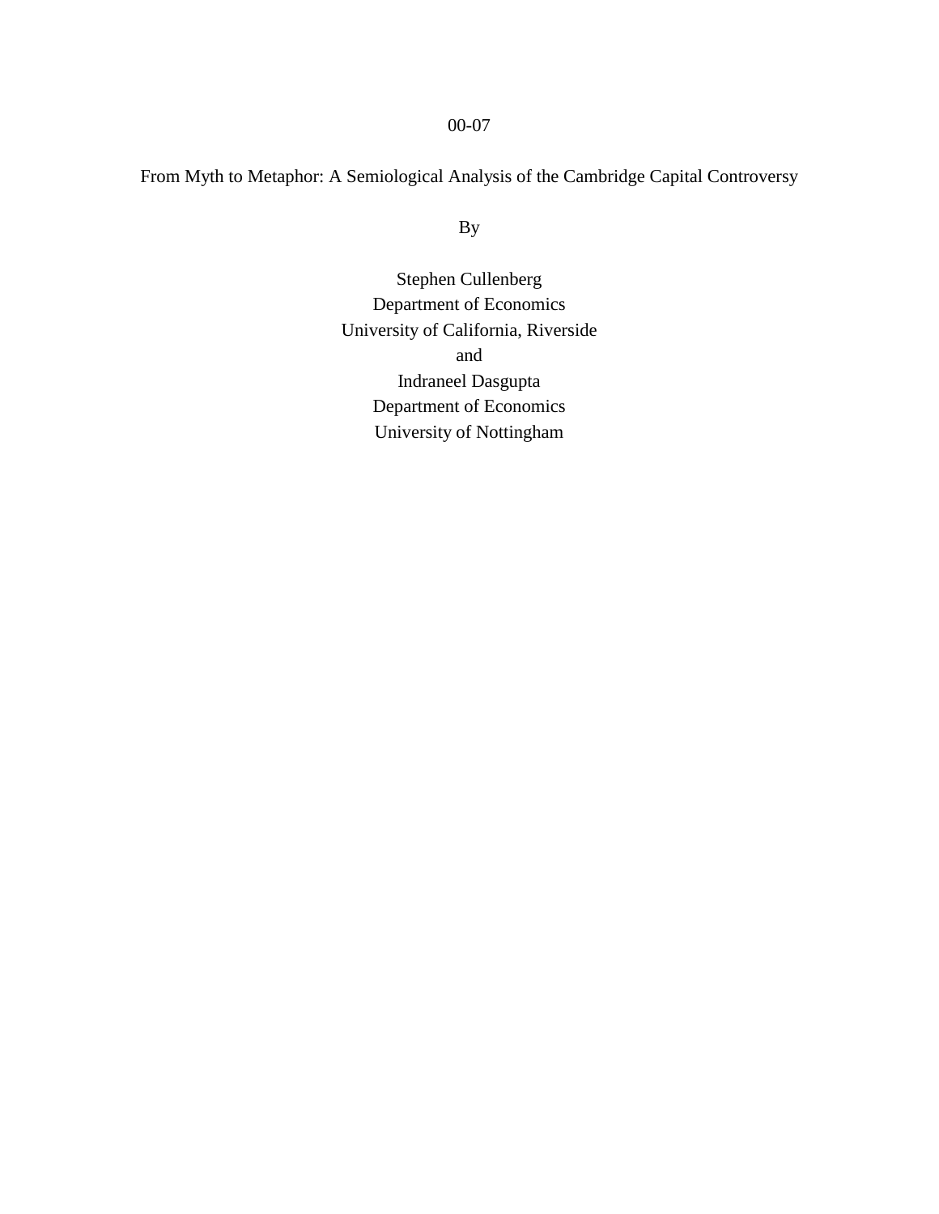00-07

# From Myth to Metaphor: A Semiological Analysis of the Cambridge Capital Controversy

By

Stephen Cullenberg
Department of Economics
University of California, Riverside
and
Indraneel Dasgupta
Department of Economics
University of Nottingham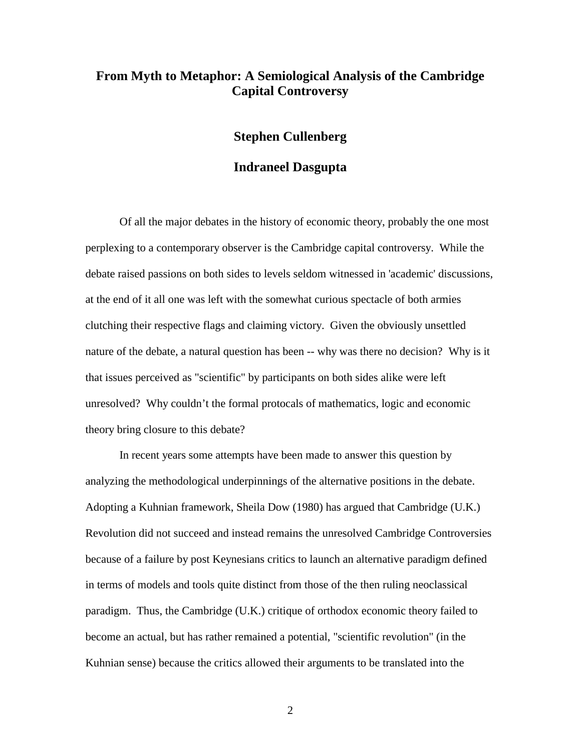# From Myth to Metaphor: A Semiological Analysis of the Cambridge Capital Controversy

**Stephen Cullenberg**

**Indraneel Dasgupta**

Of all the major debates in the history of economic theory, probably the one most perplexing to a contemporary observer is the Cambridge capital controversy. While the debate raised passions on both sides to levels seldom witnessed in 'academic' discussions, at the end of it all one was left with the somewhat curious spectacle of both armies clutching their respective flags and claiming victory. Given the obviously unsettled nature of the debate, a natural question has been -- why was there no decision? Why is it that issues perceived as "scientific" by participants on both sides alike were left unresolved? Why couldn't the formal protocals of mathematics, logic and economic theory bring closure to this debate?

In recent years some attempts have been made to answer this question by analyzing the methodological underpinnings of the alternative positions in the debate. Adopting a Kuhnian framework, Sheila Dow (1980) has argued that Cambridge (U.K.) Revolution did not succeed and instead remains the unresolved Cambridge Controversies because of a failure by post Keynesians critics to launch an alternative paradigm defined in terms of models and tools quite distinct from those of the then ruling neoclassical paradigm. Thus, the Cambridge (U.K.) critique of orthodox economic theory failed to become an actual, but has rather remained a potential, "scientific revolution" (in the Kuhnian sense) because the critics allowed their arguments to be translated into the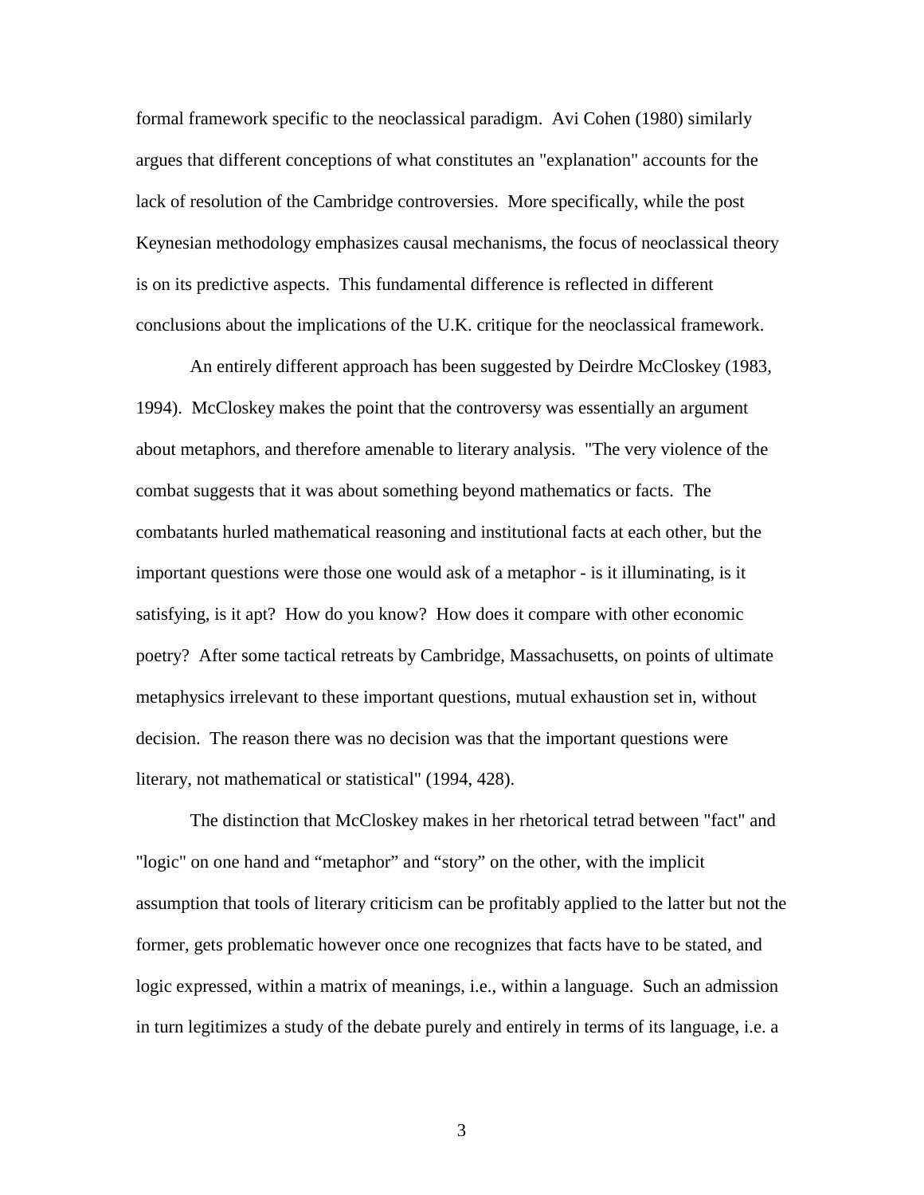formal framework specific to the neoclassical paradigm. Avi Cohen (1980) similarly argues that different conceptions of what constitutes an "explanation" accounts for the lack of resolution of the Cambridge controversies. More specifically, while the post Keynesian methodology emphasizes causal mechanisms, the focus of neoclassical theory is on its predictive aspects. This fundamental difference is reflected in different conclusions about the implications of the U.K. critique for the neoclassical framework.

An entirely different approach has been suggested by Deirdre McCloskey (1983, 1994). McCloskey makes the point that the controversy was essentially an argument about metaphors, and therefore amenable to literary analysis. "The very violence of the combat suggests that it was about something beyond mathematics or facts. The combatants hurled mathematical reasoning and institutional facts at each other, but the important questions were those one would ask of a metaphor - is it illuminating, is it satisfying, is it apt? How do you know? How does it compare with other economic poetry? After some tactical retreats by Cambridge, Massachusetts, on points of ultimate metaphysics irrelevant to these important questions, mutual exhaustion set in, without decision. The reason there was no decision was that the important questions were literary, not mathematical or statistical" (1994, 428).

The distinction that McCloskey makes in her rhetorical tetrad between "fact" and "logic" on one hand and "metaphor" and "story" on the other, with the implicit assumption that tools of literary criticism can be profitably applied to the latter but not the former, gets problematic however once one recognizes that facts have to be stated, and logic expressed, within a matrix of meanings, i.e., within a language. Such an admission in turn legitimizes a study of the debate purely and entirely in terms of its language, i.e. a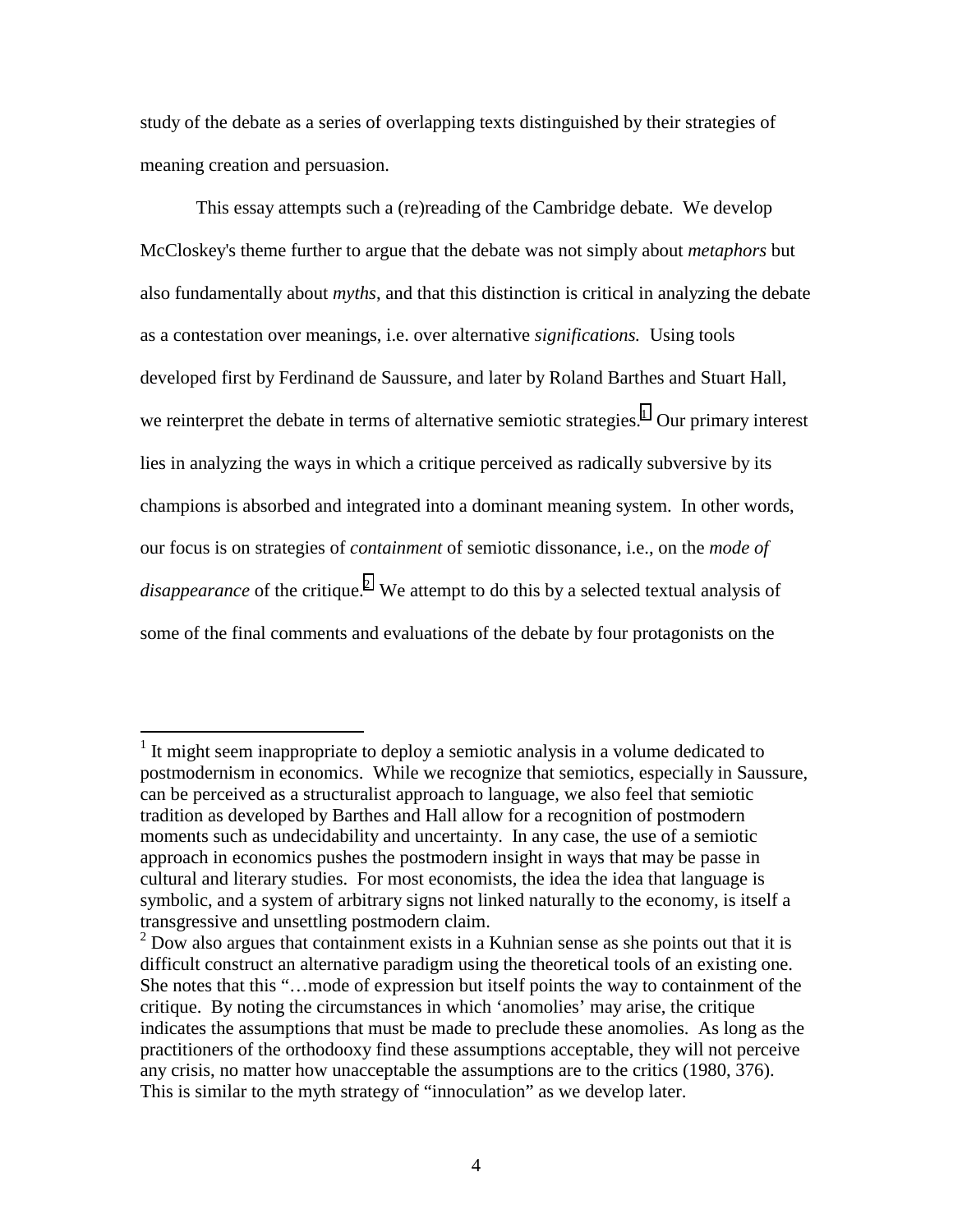study of the debate as a series of overlapping texts distinguished by their strategies of meaning creation and persuasion.

This essay attempts such a (re)reading of the Cambridge debate. We develop McCloskey's theme further to argue that the debate was not simply about *metaphors* but also fundamentally about *myths*, and that this distinction is critical in analyzing the debate as a contestation over meanings, i.e. over alternative *significations.* Using tools developed first by Ferdinand de Saussure, and later by Roland Barthes and Stuart Hall, we reinterpret the debate in terms of alternative semiotic strategies.[1] Our primary interest lies in analyzing the ways in which a critique perceived as radically subversive by its champions is absorbed and integrated into a dominant meaning system. In other words, our focus is on strategies of *containment* of semiotic dissonance, i.e., on the *mode of disappearance* of the critique.[2] We attempt to do this by a selected textual analysis of some of the final comments and evaluations of the debate by four protagonists on the

---

[1] It might seem inappropriate to deploy a semiotic analysis in a volume dedicated to postmodernism in economics. While we recognize that semiotics, especially in Saussure, can be perceived as a structuralist approach to language, we also feel that semiotic tradition as developed by Barthes and Hall allow for a recognition of postmodern moments such as undecidability and uncertainty. In any case, the use of a semiotic approach in economics pushes the postmodern insight in ways that may be passe in cultural and literary studies. For most economists, the idea the idea that language is symbolic, and a system of arbitrary signs not linked naturally to the economy, is itself a transgressive and unsettling postmodern claim.

[2] Dow also argues that containment exists in a Kuhnian sense as she points out that it is difficult construct an alternative paradigm using the theoretical tools of an existing one. She notes that this "…mode of expression but itself points the way to containment of the critique. By noting the circumstances in which 'anomolies' may arise, the critique indicates the assumptions that must be made to preclude these anomolies. As long as the practitioners of the orthodooxy find these assumptions acceptable, they will not perceive any crisis, no matter how unacceptable the assumptions are to the critics (1980, 376). This is similar to the myth strategy of "innoculation" as we develop later.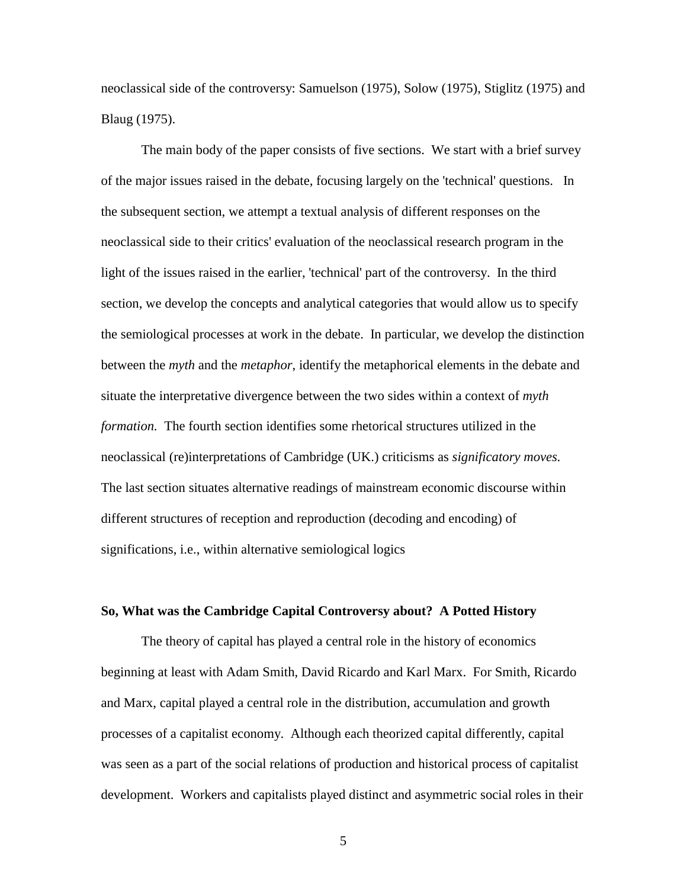neoclassical side of the controversy: Samuelson (1975), Solow (1975), Stiglitz (1975) and Blaug (1975).

The main body of the paper consists of five sections. We start with a brief survey of the major issues raised in the debate, focusing largely on the 'technical' questions. In the subsequent section, we attempt a textual analysis of different responses on the neoclassical side to their critics' evaluation of the neoclassical research program in the light of the issues raised in the earlier, 'technical' part of the controversy. In the third section, we develop the concepts and analytical categories that would allow us to specify the semiological processes at work in the debate. In particular, we develop the distinction between the *myth* and the *metaphor*, identify the metaphorical elements in the debate and situate the interpretative divergence between the two sides within a context of *myth formation.* The fourth section identifies some rhetorical structures utilized in the neoclassical (re)interpretations of Cambridge (UK.) criticisms as *significatory moves.* The last section situates alternative readings of mainstream economic discourse within different structures of reception and reproduction (decoding and encoding) of significations, i.e., within alternative semiological logics

**So, What was the Cambridge Capital Controversy about? A Potted History**

The theory of capital has played a central role in the history of economics beginning at least with Adam Smith, David Ricardo and Karl Marx. For Smith, Ricardo and Marx, capital played a central role in the distribution, accumulation and growth processes of a capitalist economy. Although each theorized capital differently, capital was seen as a part of the social relations of production and historical process of capitalist development. Workers and capitalists played distinct and asymmetric social roles in their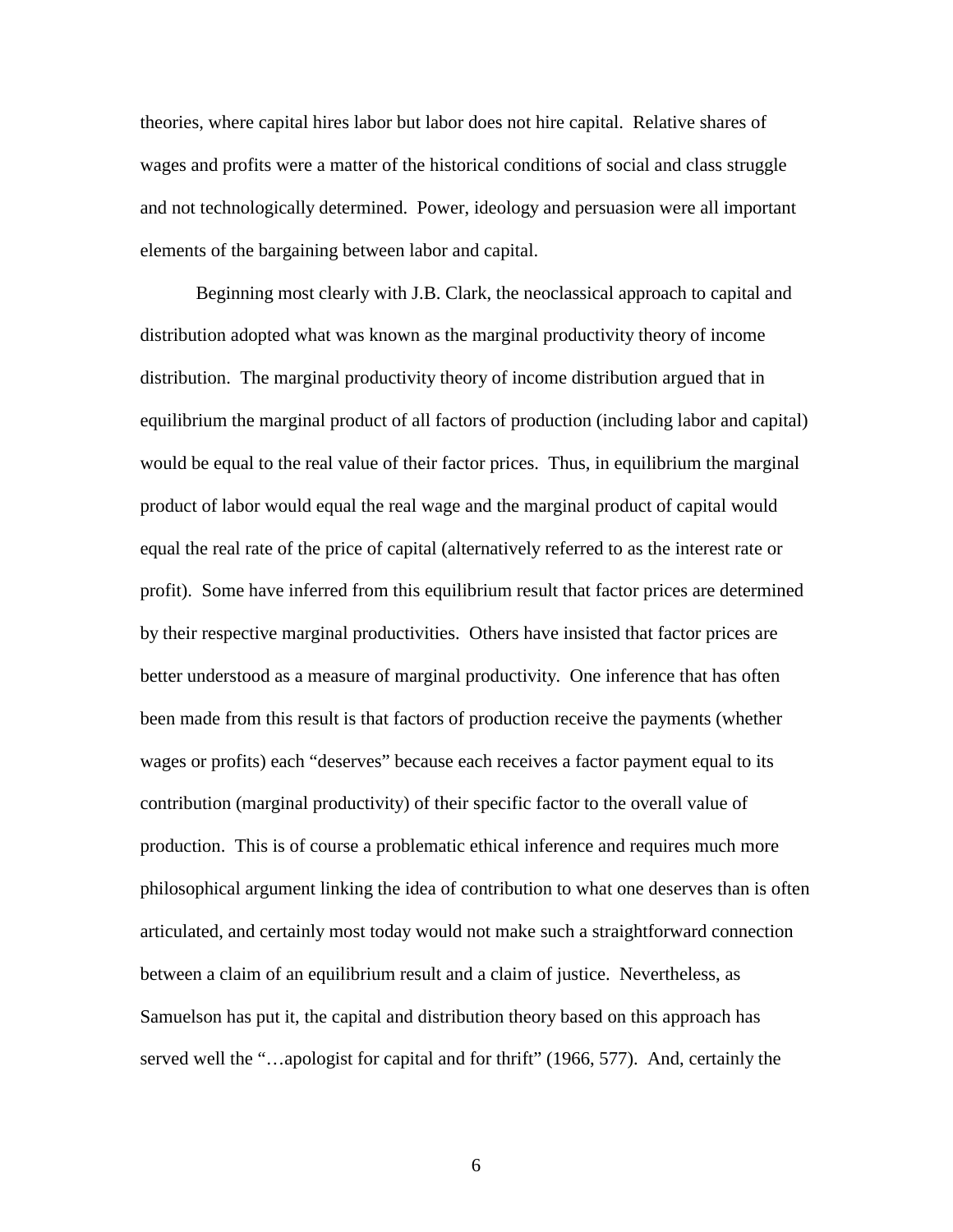theories, where capital hires labor but labor does not hire capital. Relative shares of wages and profits were a matter of the historical conditions of social and class struggle and not technologically determined. Power, ideology and persuasion were all important elements of the bargaining between labor and capital.

Beginning most clearly with J.B. Clark, the neoclassical approach to capital and distribution adopted what was known as the marginal productivity theory of income distribution. The marginal productivity theory of income distribution argued that in equilibrium the marginal product of all factors of production (including labor and capital) would be equal to the real value of their factor prices. Thus, in equilibrium the marginal product of labor would equal the real wage and the marginal product of capital would equal the real rate of the price of capital (alternatively referred to as the interest rate or profit). Some have inferred from this equilibrium result that factor prices are determined by their respective marginal productivities. Others have insisted that factor prices are better understood as a measure of marginal productivity. One inference that has often been made from this result is that factors of production receive the payments (whether wages or profits) each "deserves" because each receives a factor payment equal to its contribution (marginal productivity) of their specific factor to the overall value of production. This is of course a problematic ethical inference and requires much more philosophical argument linking the idea of contribution to what one deserves than is often articulated, and certainly most today would not make such a straightforward connection between a claim of an equilibrium result and a claim of justice. Nevertheless, as Samuelson has put it, the capital and distribution theory based on this approach has served well the "…apologist for capital and for thrift" (1966, 577). And, certainly the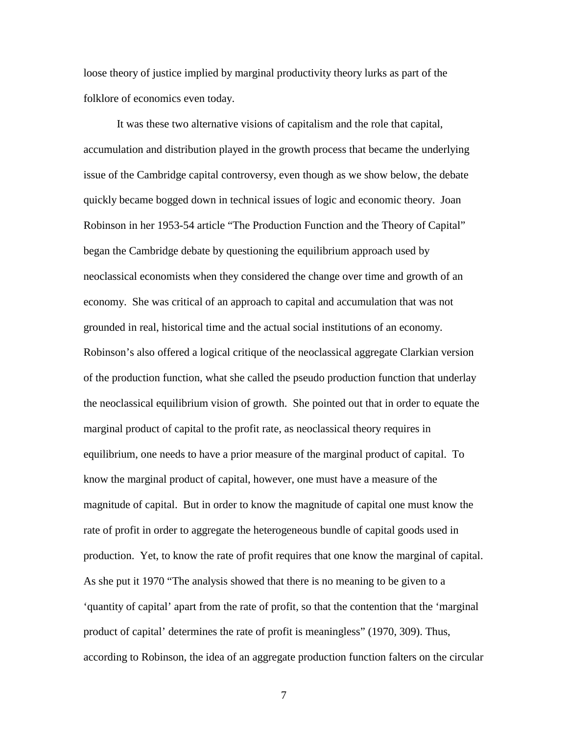loose theory of justice implied by marginal productivity theory lurks as part of the folklore of economics even today.

It was these two alternative visions of capitalism and the role that capital, accumulation and distribution played in the growth process that became the underlying issue of the Cambridge capital controversy, even though as we show below, the debate quickly became bogged down in technical issues of logic and economic theory. Joan Robinson in her 1953-54 article "The Production Function and the Theory of Capital" began the Cambridge debate by questioning the equilibrium approach used by neoclassical economists when they considered the change over time and growth of an economy. She was critical of an approach to capital and accumulation that was not grounded in real, historical time and the actual social institutions of an economy. Robinson's also offered a logical critique of the neoclassical aggregate Clarkian version of the production function, what she called the pseudo production function that underlay the neoclassical equilibrium vision of growth. She pointed out that in order to equate the marginal product of capital to the profit rate, as neoclassical theory requires in equilibrium, one needs to have a prior measure of the marginal product of capital. To know the marginal product of capital, however, one must have a measure of the magnitude of capital. But in order to know the magnitude of capital one must know the rate of profit in order to aggregate the heterogeneous bundle of capital goods used in production. Yet, to know the rate of profit requires that one know the marginal of capital. As she put it 1970 "The analysis showed that there is no meaning to be given to a 'quantity of capital' apart from the rate of profit, so that the contention that the 'marginal product of capital' determines the rate of profit is meaningless" (1970, 309). Thus, according to Robinson, the idea of an aggregate production function falters on the circular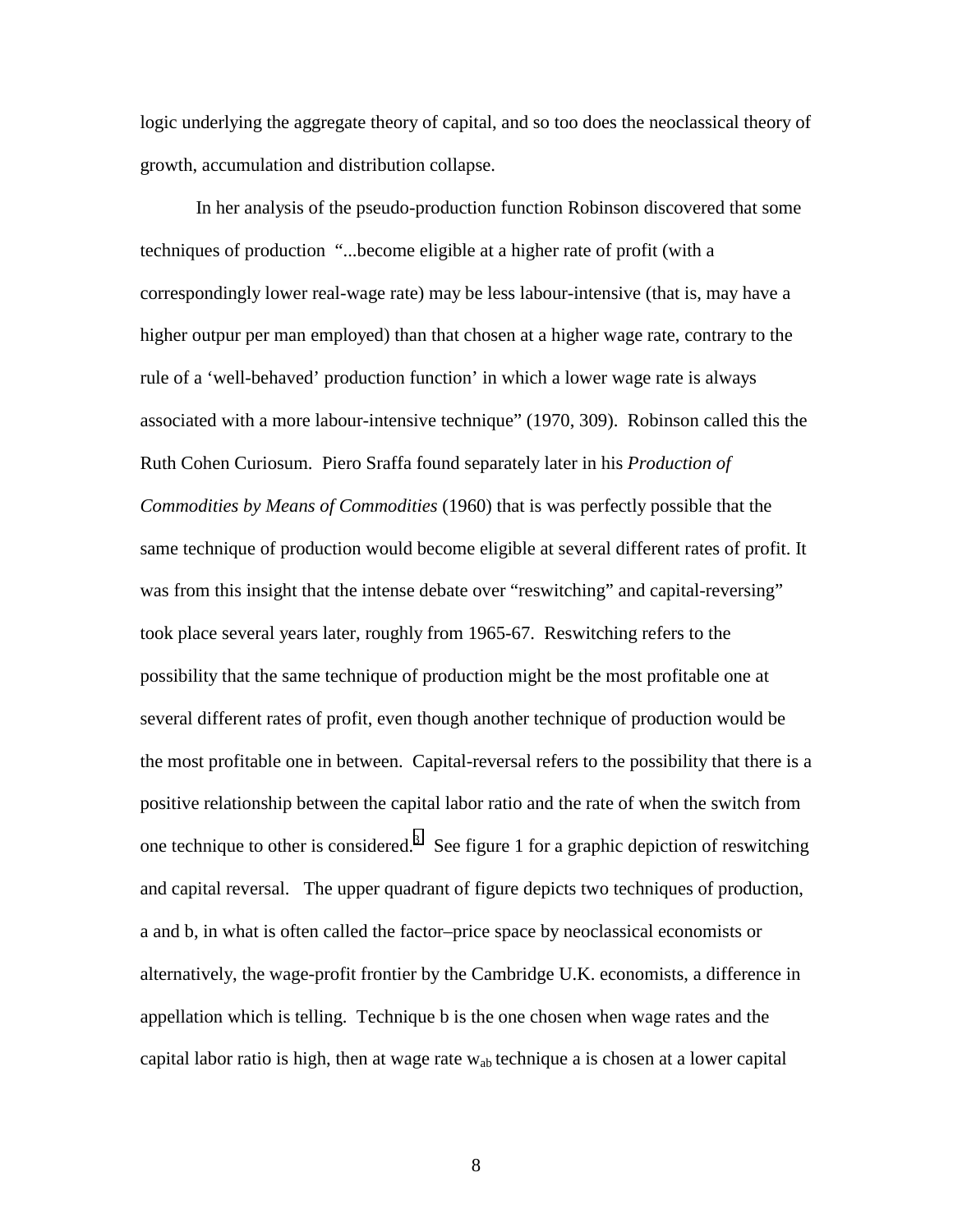logic underlying the aggregate theory of capital, and so too does the neoclassical theory of growth, accumulation and distribution collapse.

In her analysis of the pseudo-production function Robinson discovered that some techniques of production "...become eligible at a higher rate of profit (with a correspondingly lower real-wage rate) may be less labour-intensive (that is, may have a higher outpur per man employed) than that chosen at a higher wage rate, contrary to the rule of a 'well-behaved' production function' in which a lower wage rate is always associated with a more labour-intensive technique" (1970, 309). Robinson called this the Ruth Cohen Curiosum. Piero Sraffa found separately later in his *Production of Commodities by Means of Commodities* (1960) that is was perfectly possible that the same technique of production would become eligible at several different rates of profit. It was from this insight that the intense debate over "reswitching" and capital-reversing" took place several years later, roughly from 1965-67. Reswitching refers to the possibility that the same technique of production might be the most profitable one at several different rates of profit, even though another technique of production would be the most profitable one in between. Capital-reversal refers to the possibility that there is a positive relationship between the capital labor ratio and the rate of when the switch from one technique to other is considered.[3] See figure 1 for a graphic depiction of reswitching and capital reversal. The upper quadrant of figure depicts two techniques of production, a and b, in what is often called the factor–price space by neoclassical economists or alternatively, the wage-profit frontier by the Cambridge U.K. economists, a difference in appellation which is telling. Technique b is the one chosen when wage rates and the capital labor ratio is high, then at wage rate $w_{ab}$ technique a is chosen at a lower capital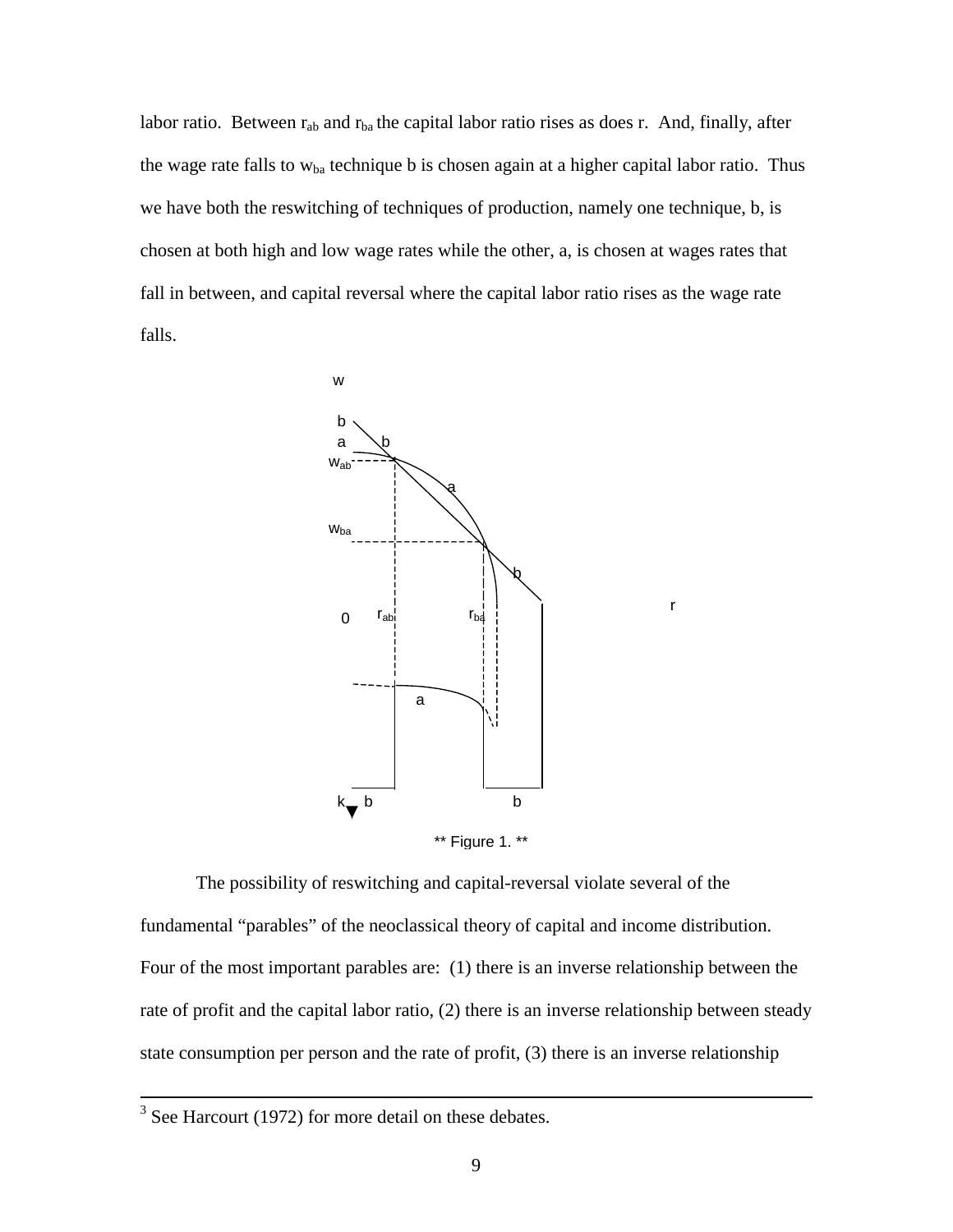labor ratio. Between $r_{ab}$ and $r_{ba}$ the capital labor ratio rises as does r. And, finally, after the wage rate falls to $w_{ba}$ technique b is chosen again at a higher capital labor ratio. Thus we have both the reswitching of techniques of production, namely one technique, b, is chosen at both high and low wage rates while the other, a, is chosen at wages rates that fall in between, and capital reversal where the capital labor ratio rises as the wage rate falls.

** Figure 1. **

The possibility of reswitching and capital-reversal violate several of the fundamental "parables" of the neoclassical theory of capital and income distribution. Four of the most important parables are: (1) there is an inverse relationship between the rate of profit and the capital labor ratio, (2) there is an inverse relationship between steady state consumption per person and the rate of profit, (3) there is an inverse relationship

[3] See Harcourt (1972) for more detail on these debates.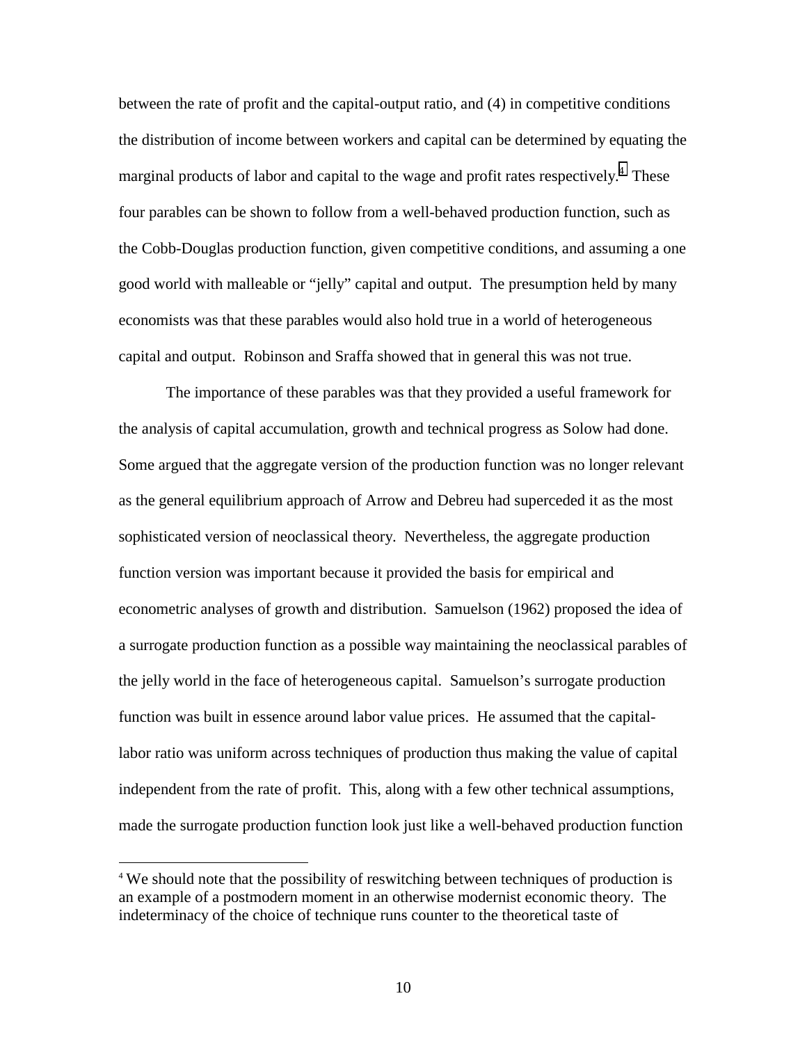between the rate of profit and the capital-output ratio, and (4) in competitive conditions the distribution of income between workers and capital can be determined by equating the marginal products of labor and capital to the wage and profit rates respectively.[4] These four parables can be shown to follow from a well-behaved production function, such as the Cobb-Douglas production function, given competitive conditions, and assuming a one good world with malleable or "jelly" capital and output. The presumption held by many economists was that these parables would also hold true in a world of heterogeneous capital and output. Robinson and Sraffa showed that in general this was not true.

The importance of these parables was that they provided a useful framework for the analysis of capital accumulation, growth and technical progress as Solow had done. Some argued that the aggregate version of the production function was no longer relevant as the general equilibrium approach of Arrow and Debreu had superceded it as the most sophisticated version of neoclassical theory. Nevertheless, the aggregate production function version was important because it provided the basis for empirical and econometric analyses of growth and distribution. Samuelson (1962) proposed the idea of a surrogate production function as a possible way maintaining the neoclassical parables of the jelly world in the face of heterogeneous capital. Samuelson's surrogate production function was built in essence around labor value prices. He assumed that the capital-labor ratio was uniform across techniques of production thus making the value of capital independent from the rate of profit. This, along with a few other technical assumptions, made the surrogate production function look just like a well-behaved production function

[4] We should note that the possibility of reswitching between techniques of production is an example of a postmodern moment in an otherwise modernist economic theory. The indeterminacy of the choice of technique runs counter to the theoretical taste of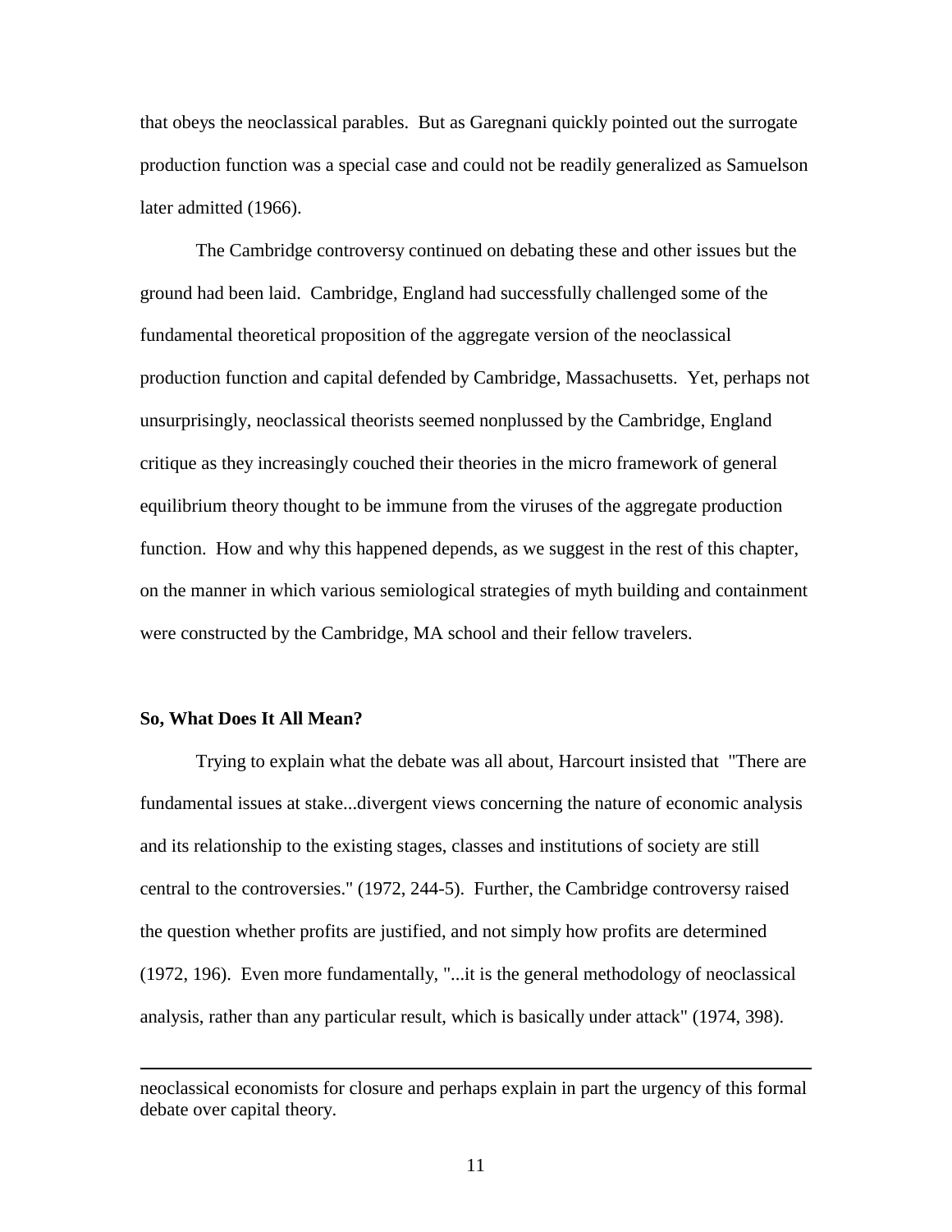that obeys the neoclassical parables. But as Garegnani quickly pointed out the surrogate production function was a special case and could not be readily generalized as Samuelson later admitted (1966).

The Cambridge controversy continued on debating these and other issues but the ground had been laid. Cambridge, England had successfully challenged some of the fundamental theoretical proposition of the aggregate version of the neoclassical production function and capital defended by Cambridge, Massachusetts. Yet, perhaps not unsurprisingly, neoclassical theorists seemed nonplussed by the Cambridge, England critique as they increasingly couched their theories in the micro framework of general equilibrium theory thought to be immune from the viruses of the aggregate production function. How and why this happened depends, as we suggest in the rest of this chapter, on the manner in which various semiological strategies of myth building and containment were constructed by the Cambridge, MA school and their fellow travelers.

**So, What Does It All Mean?**

Trying to explain what the debate was all about, Harcourt insisted that "There are fundamental issues at stake...divergent views concerning the nature of economic analysis and its relationship to the existing stages, classes and institutions of society are still central to the controversies." (1972, 244-5). Further, the Cambridge controversy raised the question whether profits are justified, and not simply how profits are determined (1972, 196). Even more fundamentally, "...it is the general methodology of neoclassical analysis, rather than any particular result, which is basically under attack" (1974, 398).

---

neoclassical economists for closure and perhaps explain in part the urgency of this formal debate over capital theory.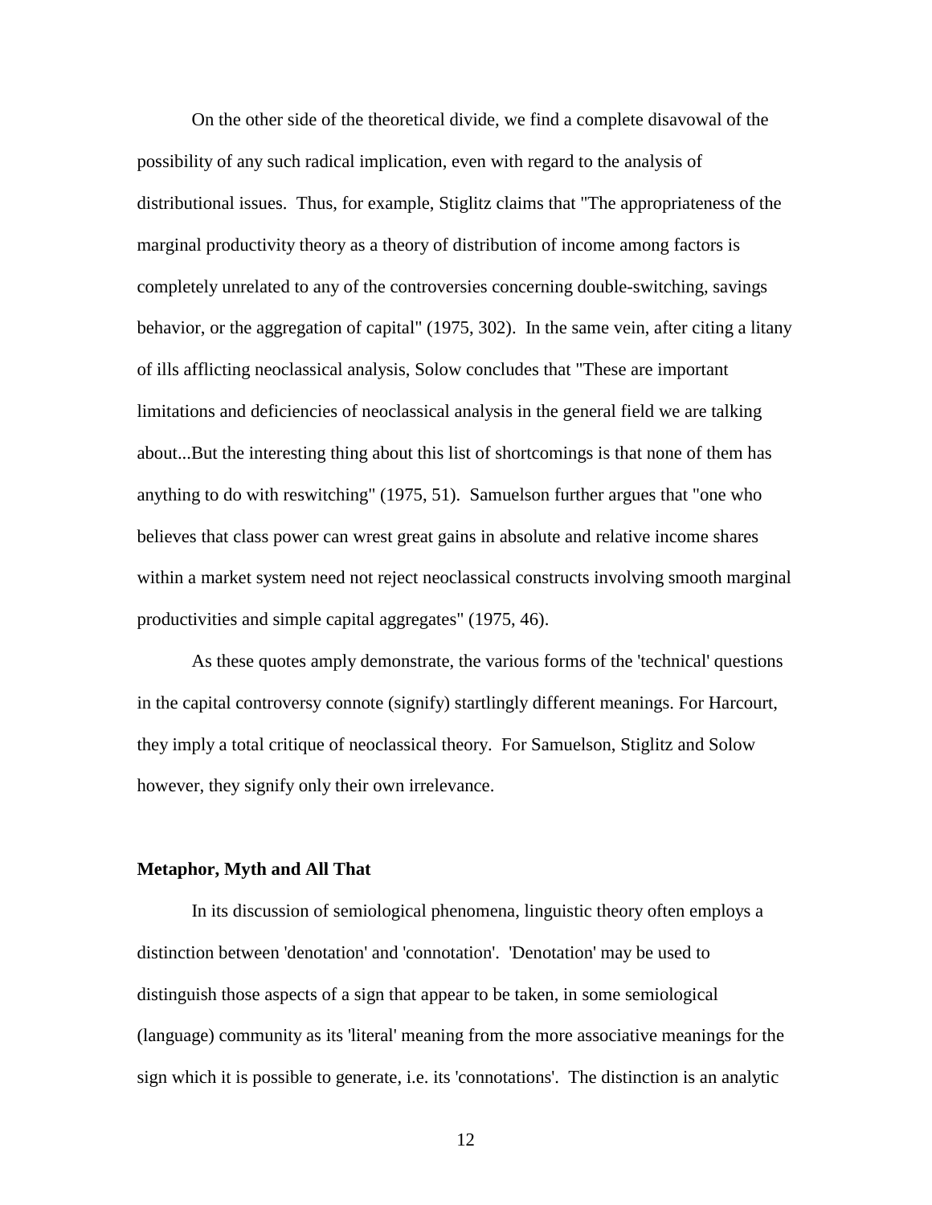On the other side of the theoretical divide, we find a complete disavowal of the possibility of any such radical implication, even with regard to the analysis of distributional issues. Thus, for example, Stiglitz claims that "The appropriateness of the marginal productivity theory as a theory of distribution of income among factors is completely unrelated to any of the controversies concerning double-switching, savings behavior, or the aggregation of capital" (1975, 302). In the same vein, after citing a litany of ills afflicting neoclassical analysis, Solow concludes that "These are important limitations and deficiencies of neoclassical analysis in the general field we are talking about...But the interesting thing about this list of shortcomings is that none of them has anything to do with reswitching" (1975, 51). Samuelson further argues that "one who believes that class power can wrest great gains in absolute and relative income shares within a market system need not reject neoclassical constructs involving smooth marginal productivities and simple capital aggregates" (1975, 46).

As these quotes amply demonstrate, the various forms of the 'technical' questions in the capital controversy connote (signify) startlingly different meanings. For Harcourt, they imply a total critique of neoclassical theory. For Samuelson, Stiglitz and Solow however, they signify only their own irrelevance.

## Metaphor, Myth and All That

In its discussion of semiological phenomena, linguistic theory often employs a distinction between 'denotation' and 'connotation'. 'Denotation' may be used to distinguish those aspects of a sign that appear to be taken, in some semiological (language) community as its 'literal' meaning from the more associative meanings for the sign which it is possible to generate, i.e. its 'connotations'. The distinction is an analytic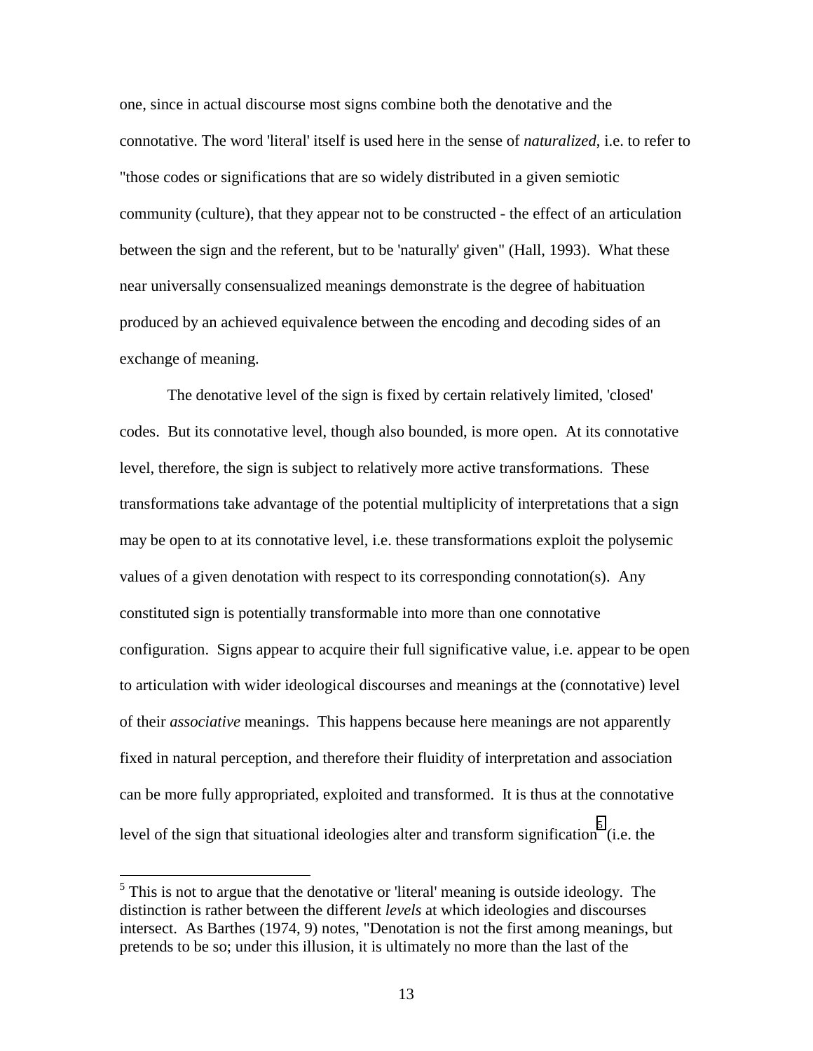one, since in actual discourse most signs combine both the denotative and the connotative. The word 'literal' itself is used here in the sense of *naturalized*, i.e. to refer to "those codes or significations that are so widely distributed in a given semiotic community (culture), that they appear not to be constructed - the effect of an articulation between the sign and the referent, but to be 'naturally' given" (Hall, 1993). What these near universally consensualized meanings demonstrate is the degree of habituation produced by an achieved equivalence between the encoding and decoding sides of an exchange of meaning.

The denotative level of the sign is fixed by certain relatively limited, 'closed' codes. But its connotative level, though also bounded, is more open. At its connotative level, therefore, the sign is subject to relatively more active transformations. These transformations take advantage of the potential multiplicity of interpretations that a sign may be open to at its connotative level, i.e. these transformations exploit the polysemic values of a given denotation with respect to its corresponding connotation(s). Any constituted sign is potentially transformable into more than one connotative configuration. Signs appear to acquire their full significative value, i.e. appear to be open to articulation with wider ideological discourses and meanings at the (connotative) level of their *associative* meanings. This happens because here meanings are not apparently fixed in natural perception, and therefore their fluidity of interpretation and association can be more fully appropriated, exploited and transformed. It is thus at the connotative level of the sign that situational ideologies alter and transform signification[5] (i.e. the

---

[5] This is not to argue that the denotative or 'literal' meaning is outside ideology. The distinction is rather between the different *levels* at which ideologies and discourses intersect. As Barthes (1974, 9) notes, "Denotation is not the first among meanings, but pretends to be so; under this illusion, it is ultimately no more than the last of the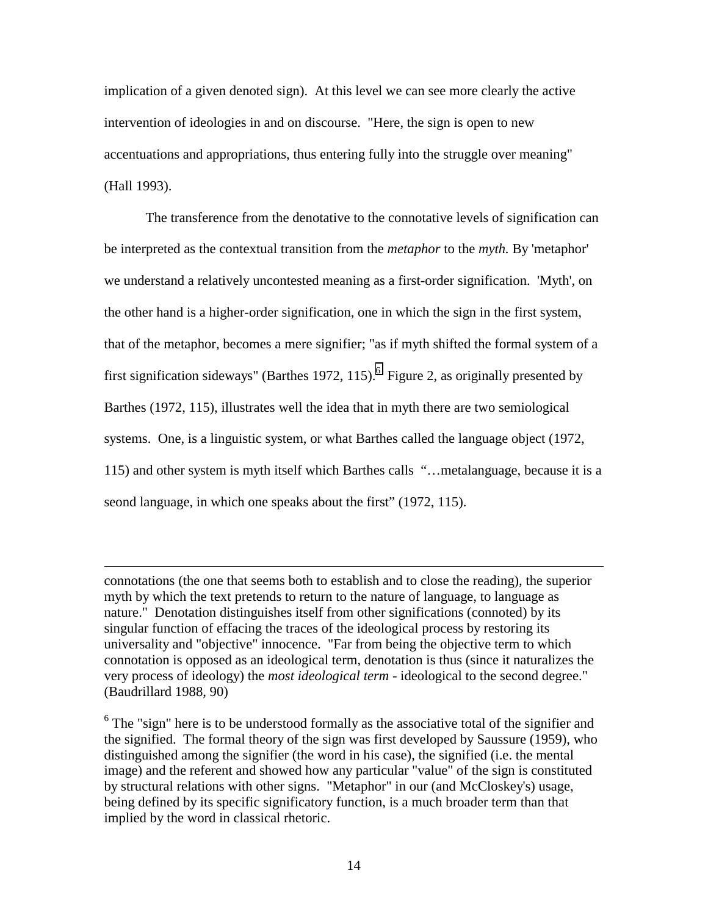implication of a given denoted sign). At this level we can see more clearly the active intervention of ideologies in and on discourse. "Here, the sign is open to new accentuations and appropriations, thus entering fully into the struggle over meaning" (Hall 1993).

The transference from the denotative to the connotative levels of signification can be interpreted as the contextual transition from the *metaphor* to the *myth.* By 'metaphor' we understand a relatively uncontested meaning as a first-order signification. 'Myth', on the other hand is a higher-order signification, one in which the sign in the first system, that of the metaphor, becomes a mere signifier; "as if myth shifted the formal system of a first signification sideways" (Barthes 1972, 115).[6] Figure 2, as originally presented by Barthes (1972, 115), illustrates well the idea that in myth there are two semiological systems. One, is a linguistic system, or what Barthes called the language object (1972, 115) and other system is myth itself which Barthes calls "…metalanguage, because it is a seond language, in which one speaks about the first" (1972, 115).

---

connotations (the one that seems both to establish and to close the reading), the superior myth by which the text pretends to return to the nature of language, to language as nature." Denotation distinguishes itself from other significations (connoted) by its singular function of effacing the traces of the ideological process by restoring its universality and "objective" innocence. "Far from being the objective term to which connotation is opposed as an ideological term, denotation is thus (since it naturalizes the very process of ideology) the *most ideological term* - ideological to the second degree." (Baudrillard 1988, 90)

[6] The "sign" here is to be understood formally as the associative total of the signifier and the signified. The formal theory of the sign was first developed by Saussure (1959), who distinguished among the signifier (the word in his case), the signified (i.e. the mental image) and the referent and showed how any particular "value" of the sign is constituted by structural relations with other signs. "Metaphor" in our (and McCloskey's) usage, being defined by its specific significatory function, is a much broader term than that implied by the word in classical rhetoric.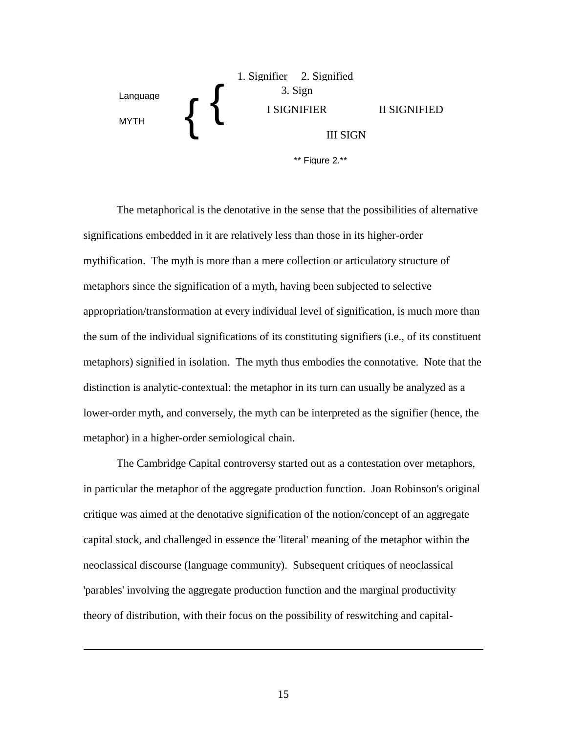| | | | |
|---|---|---|---|
| Language | 1. Signifier | 2. Signified | |
| | 3. Sign | | |
| MYTH | I SIGNIFIER | | II SIGNIFIED |
| | III SIGN | | |

** Figure 2.**

The metaphorical is the denotative in the sense that the possibilities of alternative significations embedded in it are relatively less than those in its higher-order mythification. The myth is more than a mere collection or articulatory structure of metaphors since the signification of a myth, having been subjected to selective appropriation/transformation at every individual level of signification, is much more than the sum of the individual significations of its constituting signifiers (i.e., of its constituent metaphors) signified in isolation. The myth thus embodies the connotative. Note that the distinction is analytic-contextual: the metaphor in its turn can usually be analyzed as a lower-order myth, and conversely, the myth can be interpreted as the signifier (hence, the metaphor) in a higher-order semiological chain.

The Cambridge Capital controversy started out as a contestation over metaphors, in particular the metaphor of the aggregate production function. Joan Robinson's original critique was aimed at the denotative signification of the notion/concept of an aggregate capital stock, and challenged in essence the 'literal' meaning of the metaphor within the neoclassical discourse (language community). Subsequent critiques of neoclassical 'parables' involving the aggregate production function and the marginal productivity theory of distribution, with their focus on the possibility of reswitching and capital-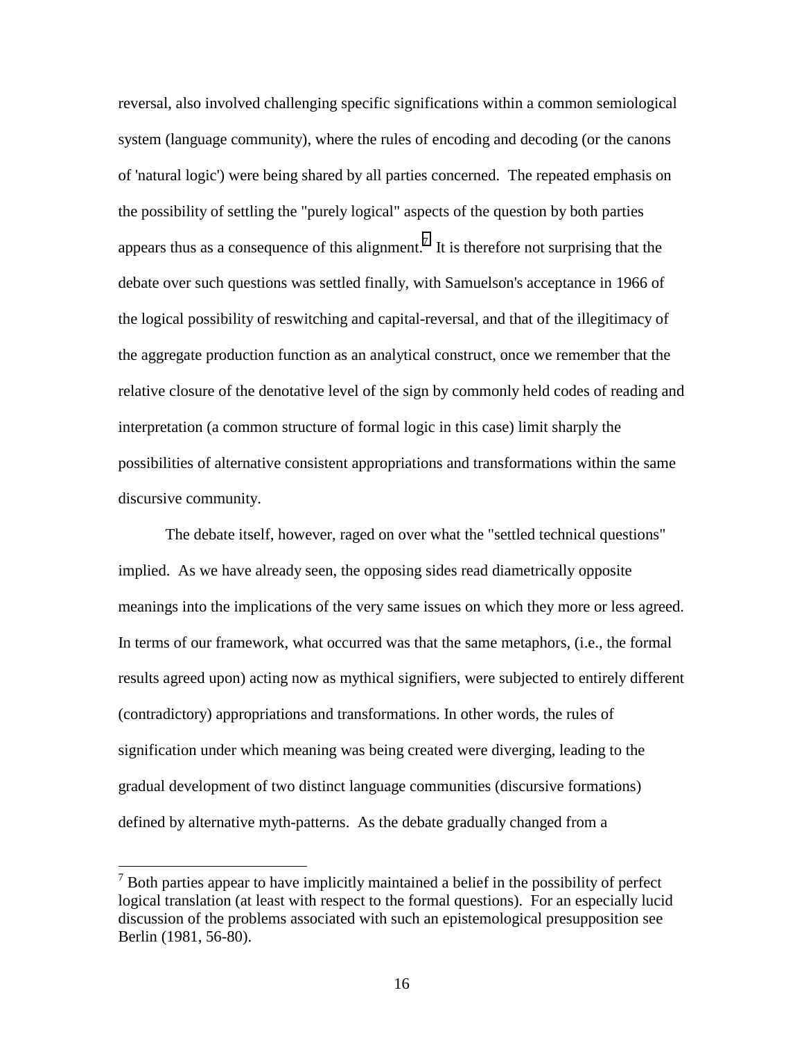reversal, also involved challenging specific significations within a common semiological system (language community), where the rules of encoding and decoding (or the canons of 'natural logic') were being shared by all parties concerned. The repeated emphasis on the possibility of settling the "purely logical" aspects of the question by both parties appears thus as a consequence of this alignment.[7] It is therefore not surprising that the debate over such questions was settled finally, with Samuelson's acceptance in 1966 of the logical possibility of reswitching and capital-reversal, and that of the illegitimacy of the aggregate production function as an analytical construct, once we remember that the relative closure of the denotative level of the sign by commonly held codes of reading and interpretation (a common structure of formal logic in this case) limit sharply the possibilities of alternative consistent appropriations and transformations within the same discursive community.

The debate itself, however, raged on over what the "settled technical questions" implied. As we have already seen, the opposing sides read diametrically opposite meanings into the implications of the very same issues on which they more or less agreed. In terms of our framework, what occurred was that the same metaphors, (i.e., the formal results agreed upon) acting now as mythical signifiers, were subjected to entirely different (contradictory) appropriations and transformations. In other words, the rules of signification under which meaning was being created were diverging, leading to the gradual development of two distinct language communities (discursive formations) defined by alternative myth-patterns. As the debate gradually changed from a

[7] Both parties appear to have implicitly maintained a belief in the possibility of perfect logical translation (at least with respect to the formal questions). For an especially lucid discussion of the problems associated with such an epistemological presupposition see Berlin (1981, 56-80).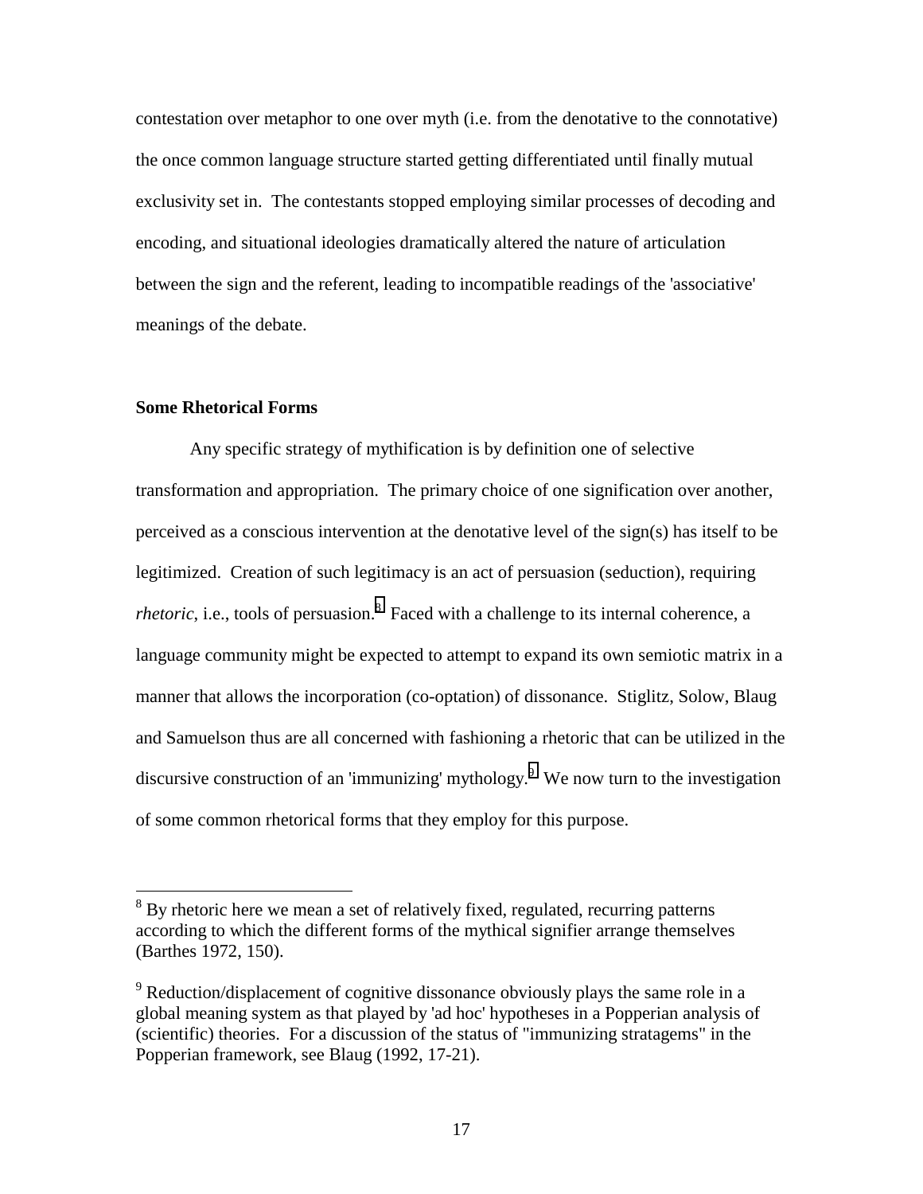contestation over metaphor to one over myth (i.e. from the denotative to the connotative) the once common language structure started getting differentiated until finally mutual exclusivity set in. The contestants stopped employing similar processes of decoding and encoding, and situational ideologies dramatically altered the nature of articulation between the sign and the referent, leading to incompatible readings of the 'associative' meanings of the debate.

**Some Rhetorical Forms**

Any specific strategy of mythification is by definition one of selective transformation and appropriation. The primary choice of one signification over another, perceived as a conscious intervention at the denotative level of the sign(s) has itself to be legitimized. Creation of such legitimacy is an act of persuasion (seduction), requiring *rhetoric*, i.e., tools of persuasion.[8] Faced with a challenge to its internal coherence, a language community might be expected to attempt to expand its own semiotic matrix in a manner that allows the incorporation (co-optation) of dissonance. Stiglitz, Solow, Blaug and Samuelson thus are all concerned with fashioning a rhetoric that can be utilized in the discursive construction of an 'immunizing' mythology.[9] We now turn to the investigation of some common rhetorical forms that they employ for this purpose.

---

[8] By rhetoric here we mean a set of relatively fixed, regulated, recurring patterns according to which the different forms of the mythical signifier arrange themselves (Barthes 1972, 150).

[9] Reduction/displacement of cognitive dissonance obviously plays the same role in a global meaning system as that played by 'ad hoc' hypotheses in a Popperian analysis of (scientific) theories. For a discussion of the status of "immunizing stratagems" in the Popperian framework, see Blaug (1992, 17-21).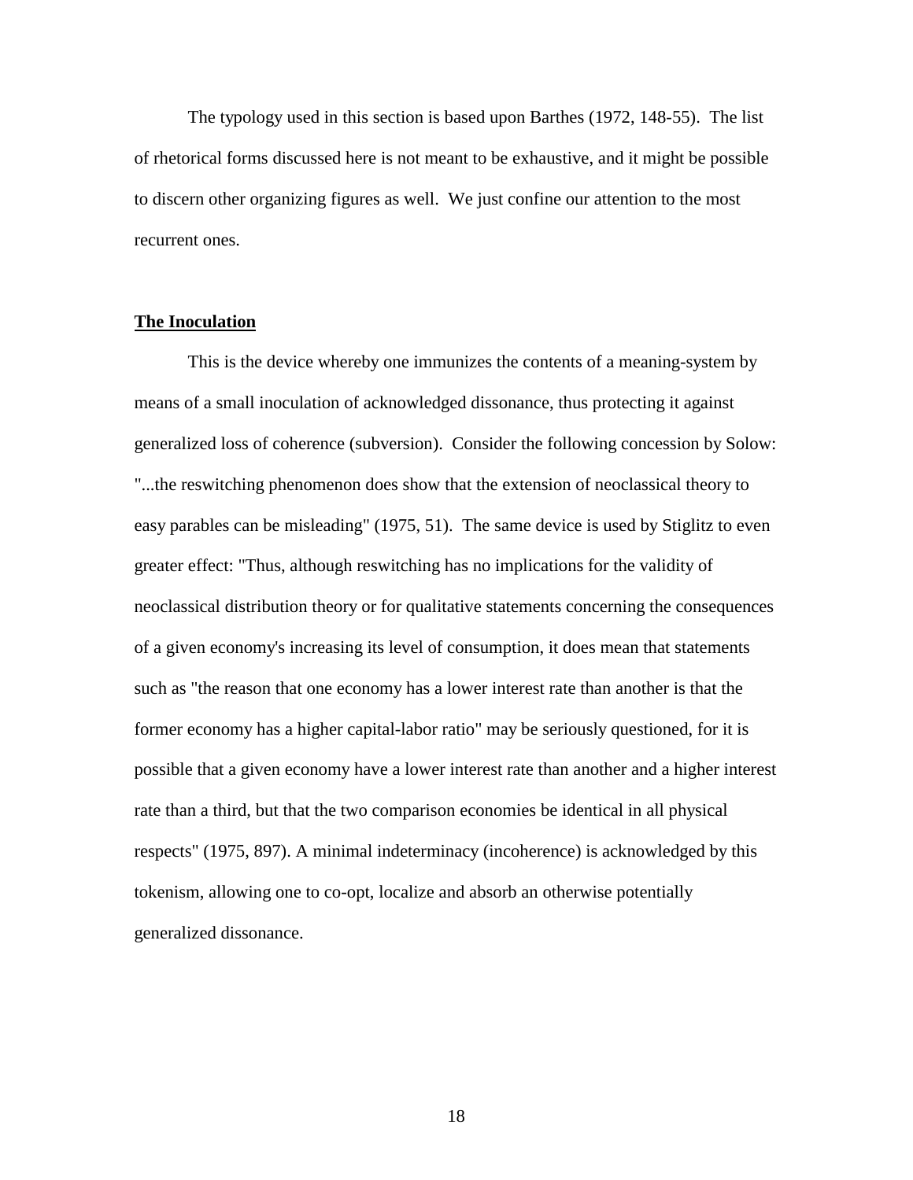The typology used in this section is based upon Barthes (1972, 148-55). The list of rhetorical forms discussed here is not meant to be exhaustive, and it might be possible to discern other organizing figures as well. We just confine our attention to the most recurrent ones.

## The Inoculation

This is the device whereby one immunizes the contents of a meaning-system by means of a small inoculation of acknowledged dissonance, thus protecting it against generalized loss of coherence (subversion). Consider the following concession by Solow: "...the reswitching phenomenon does show that the extension of neoclassical theory to easy parables can be misleading" (1975, 51). The same device is used by Stiglitz to even greater effect: "Thus, although reswitching has no implications for the validity of neoclassical distribution theory or for qualitative statements concerning the consequences of a given economy's increasing its level of consumption, it does mean that statements such as "the reason that one economy has a lower interest rate than another is that the former economy has a higher capital-labor ratio" may be seriously questioned, for it is possible that a given economy have a lower interest rate than another and a higher interest rate than a third, but that the two comparison economies be identical in all physical respects" (1975, 897). A minimal indeterminacy (incoherence) is acknowledged by this tokenism, allowing one to co-opt, localize and absorb an otherwise potentially generalized dissonance.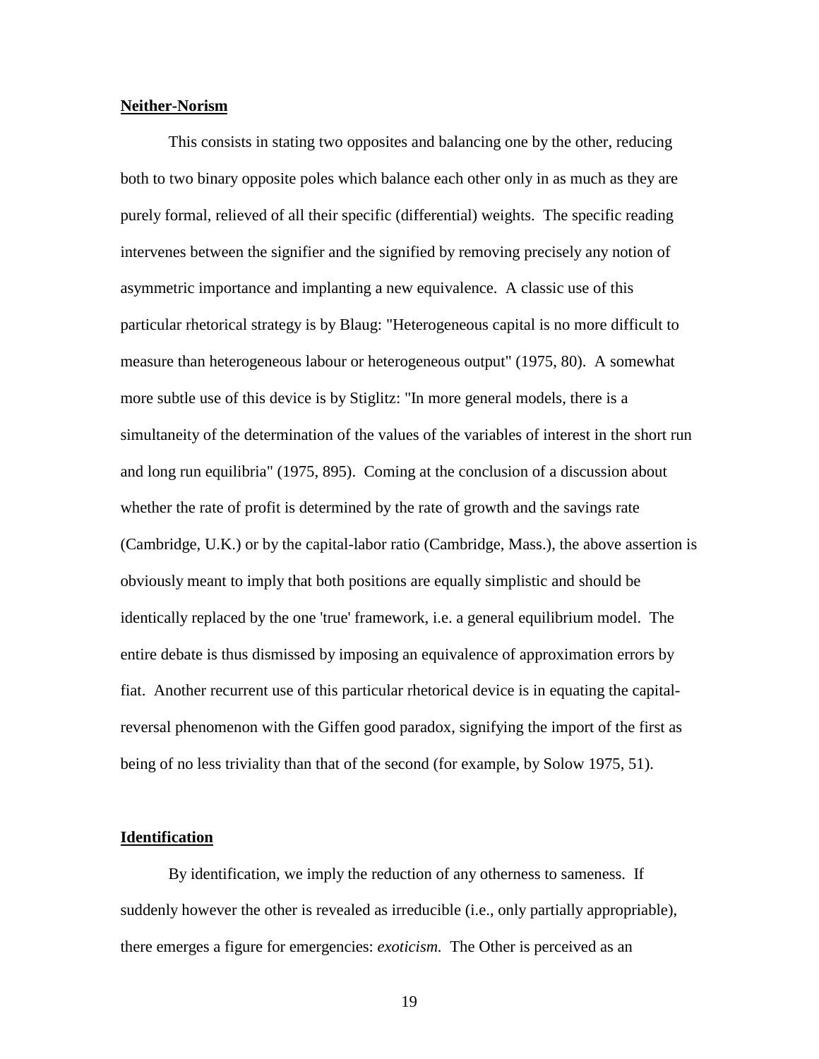**Neither-Norism**

This consists in stating two opposites and balancing one by the other, reducing both to two binary opposite poles which balance each other only in as much as they are purely formal, relieved of all their specific (differential) weights. The specific reading intervenes between the signifier and the signified by removing precisely any notion of asymmetric importance and implanting a new equivalence. A classic use of this particular rhetorical strategy is by Blaug: "Heterogeneous capital is no more difficult to measure than heterogeneous labour or heterogeneous output" (1975, 80). A somewhat more subtle use of this device is by Stiglitz: "In more general models, there is a simultaneity of the determination of the values of the variables of interest in the short run and long run equilibria" (1975, 895). Coming at the conclusion of a discussion about whether the rate of profit is determined by the rate of growth and the savings rate (Cambridge, U.K.) or by the capital-labor ratio (Cambridge, Mass.), the above assertion is obviously meant to imply that both positions are equally simplistic and should be identically replaced by the one 'true' framework, i.e. a general equilibrium model. The entire debate is thus dismissed by imposing an equivalence of approximation errors by fiat. Another recurrent use of this particular rhetorical device is in equating the capital-reversal phenomenon with the Giffen good paradox, signifying the import of the first as being of no less triviality than that of the second (for example, by Solow 1975, 51).

**Identification**

By identification, we imply the reduction of any otherness to sameness. If suddenly however the other is revealed as irreducible (i.e., only partially appropriable), there emerges a figure for emergencies: *exoticism.* The Other is perceived as an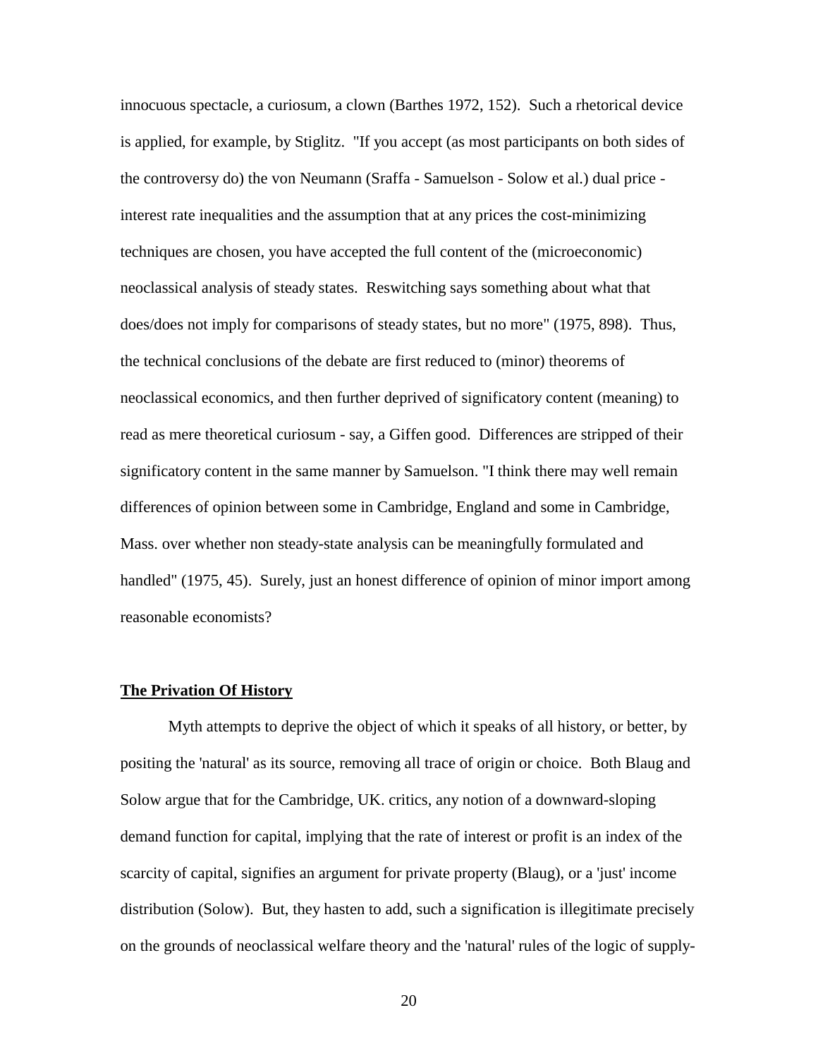innocuous spectacle, a curiosum, a clown (Barthes 1972, 152). Such a rhetorical device is applied, for example, by Stiglitz. "If you accept (as most participants on both sides of the controversy do) the von Neumann (Sraffa - Samuelson - Solow et al.) dual price - interest rate inequalities and the assumption that at any prices the cost-minimizing techniques are chosen, you have accepted the full content of the (microeconomic) neoclassical analysis of steady states. Reswitching says something about what that does/does not imply for comparisons of steady states, but no more" (1975, 898). Thus, the technical conclusions of the debate are first reduced to (minor) theorems of neoclassical economics, and then further deprived of significatory content (meaning) to read as mere theoretical curiosum - say, a Giffen good. Differences are stripped of their significatory content in the same manner by Samuelson. "I think there may well remain differences of opinion between some in Cambridge, England and some in Cambridge, Mass. over whether non steady-state analysis can be meaningfully formulated and handled" (1975, 45). Surely, just an honest difference of opinion of minor import among reasonable economists?

## The Privation Of History

Myth attempts to deprive the object of which it speaks of all history, or better, by positing the 'natural' as its source, removing all trace of origin or choice. Both Blaug and Solow argue that for the Cambridge, UK. critics, any notion of a downward-sloping demand function for capital, implying that the rate of interest or profit is an index of the scarcity of capital, signifies an argument for private property (Blaug), or a 'just' income distribution (Solow). But, they hasten to add, such a signification is illegitimate precisely on the grounds of neoclassical welfare theory and the 'natural' rules of the logic of supply-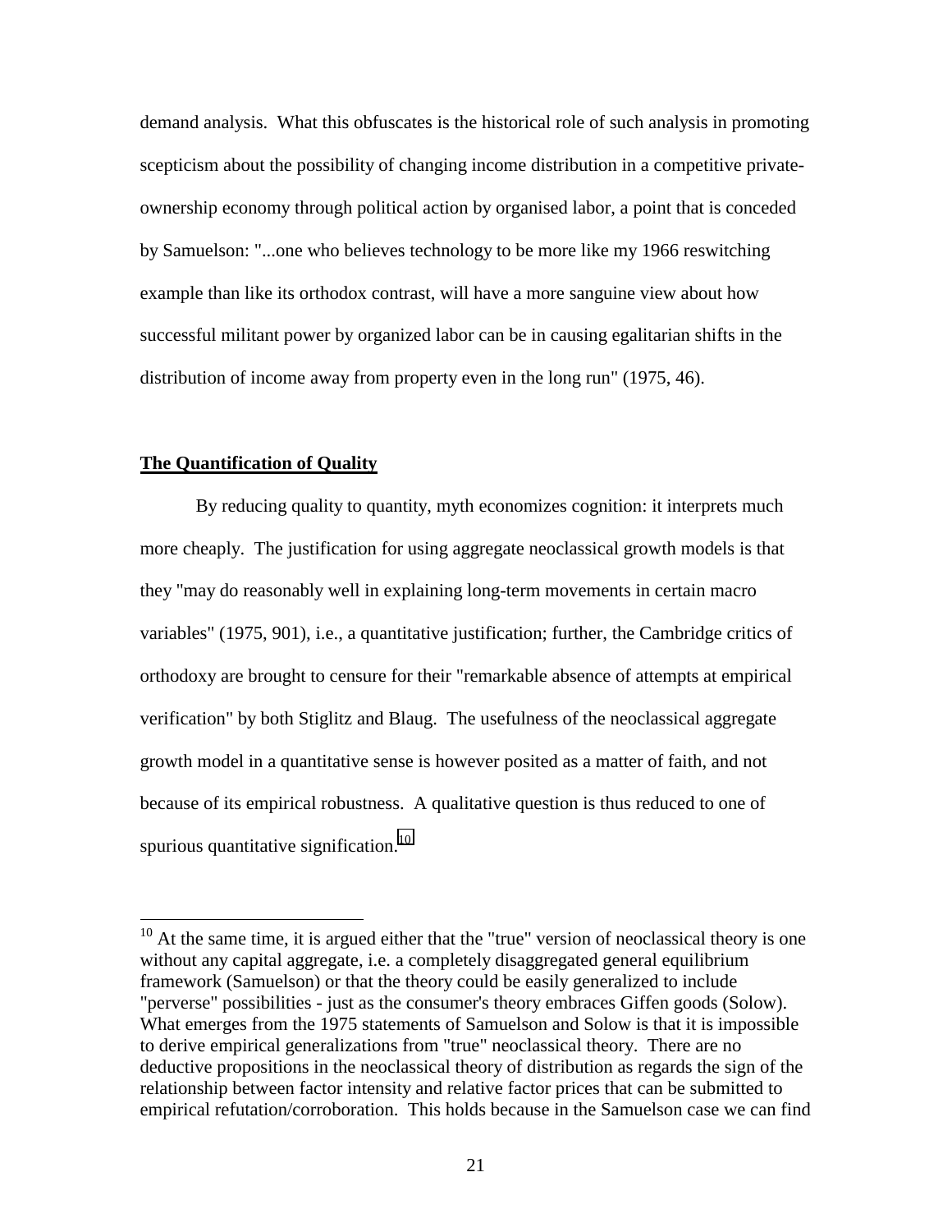demand analysis. What this obfuscates is the historical role of such analysis in promoting scepticism about the possibility of changing income distribution in a competitive private-ownership economy through political action by organised labor, a point that is conceded by Samuelson: "...one who believes technology to be more like my 1966 reswitching example than like its orthodox contrast, will have a more sanguine view about how successful militant power by organized labor can be in causing egalitarian shifts in the distribution of income away from property even in the long run" (1975, 46).

**The Quantification of Quality**

By reducing quality to quantity, myth economizes cognition: it interprets much more cheaply. The justification for using aggregate neoclassical growth models is that they "may do reasonably well in explaining long-term movements in certain macro variables" (1975, 901), i.e., a quantitative justification; further, the Cambridge critics of orthodoxy are brought to censure for their "remarkable absence of attempts at empirical verification" by both Stiglitz and Blaug. The usefulness of the neoclassical aggregate growth model in a quantitative sense is however posited as a matter of faith, and not because of its empirical robustness. A qualitative question is thus reduced to one of spurious quantitative signification.[10]

---

[10] At the same time, it is argued either that the "true" version of neoclassical theory is one without any capital aggregate, i.e. a completely disaggregated general equilibrium framework (Samuelson) or that the theory could be easily generalized to include "perverse" possibilities - just as the consumer's theory embraces Giffen goods (Solow). What emerges from the 1975 statements of Samuelson and Solow is that it is impossible to derive empirical generalizations from "true" neoclassical theory. There are no deductive propositions in the neoclassical theory of distribution as regards the sign of the relationship between factor intensity and relative factor prices that can be submitted to empirical refutation/corroboration. This holds because in the Samuelson case we can find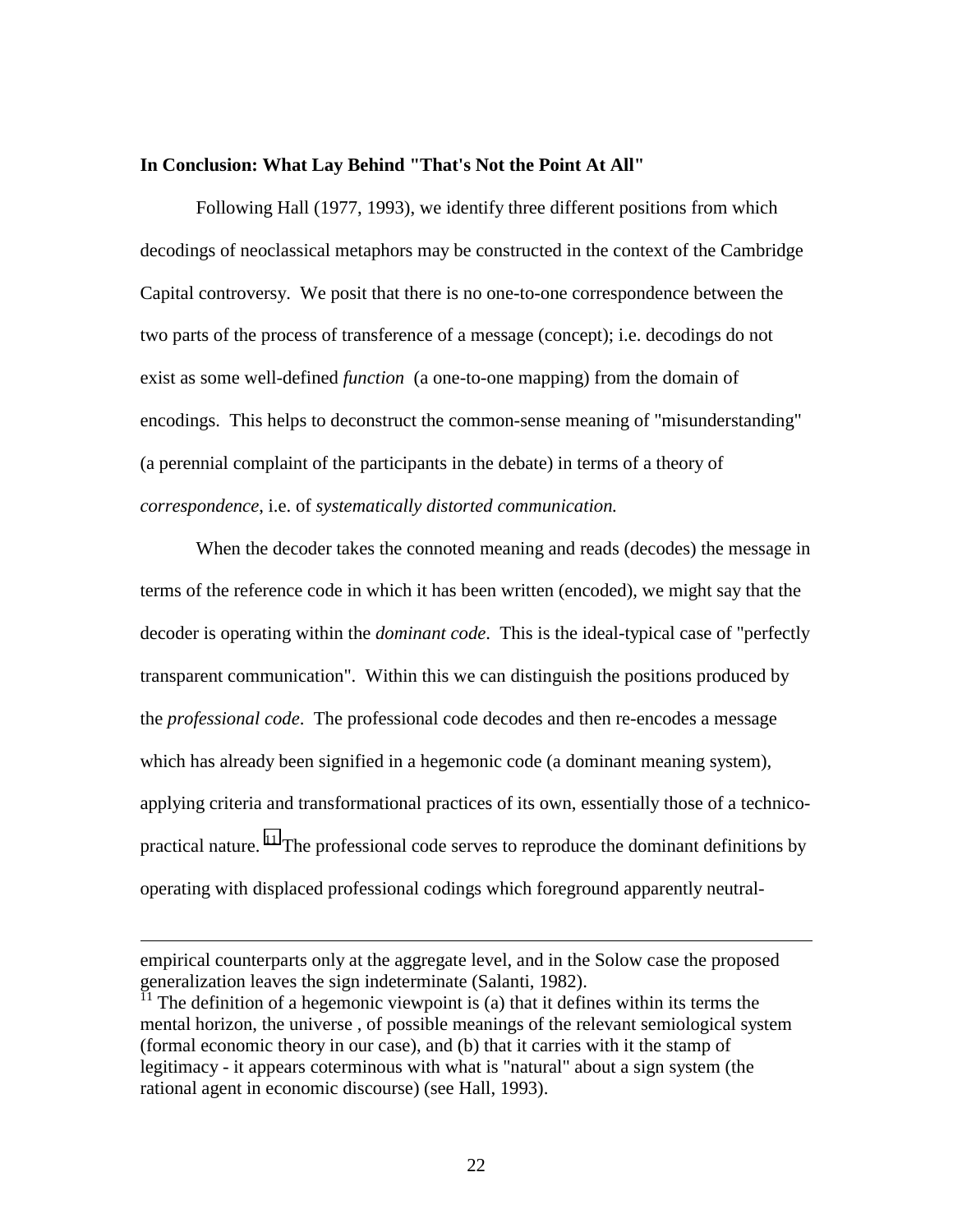**In Conclusion: What Lay Behind "That's Not the Point At All"**

Following Hall (1977, 1993), we identify three different positions from which decodings of neoclassical metaphors may be constructed in the context of the Cambridge Capital controversy. We posit that there is no one-to-one correspondence between the two parts of the process of transference of a message (concept); i.e. decodings do not exist as some well-defined *function* (a one-to-one mapping) from the domain of encodings. This helps to deconstruct the common-sense meaning of "misunderstanding" (a perennial complaint of the participants in the debate) in terms of a theory of *correspondence*, i.e. of *systematically distorted communication.*

When the decoder takes the connoted meaning and reads (decodes) the message in terms of the reference code in which it has been written (encoded), we might say that the decoder is operating within the *dominant code*. This is the ideal-typical case of "perfectly transparent communication". Within this we can distinguish the positions produced by the *professional code*. The professional code decodes and then re-encodes a message which has already been signified in a hegemonic code (a dominant meaning system), applying criteria and transformational practices of its own, essentially those of a technico-practical nature. [11] The professional code serves to reproduce the dominant definitions by operating with displaced professional codings which foreground apparently neutral-

---

empirical counterparts only at the aggregate level, and in the Solow case the proposed generalization leaves the sign indeterminate (Salanti, 1982).

[11] The definition of a hegemonic viewpoint is (a) that it defines within its terms the mental horizon, the universe , of possible meanings of the relevant semiological system (formal economic theory in our case), and (b) that it carries with it the stamp of legitimacy - it appears coterminous with what is "natural" about a sign system (the rational agent in economic discourse) (see Hall, 1993).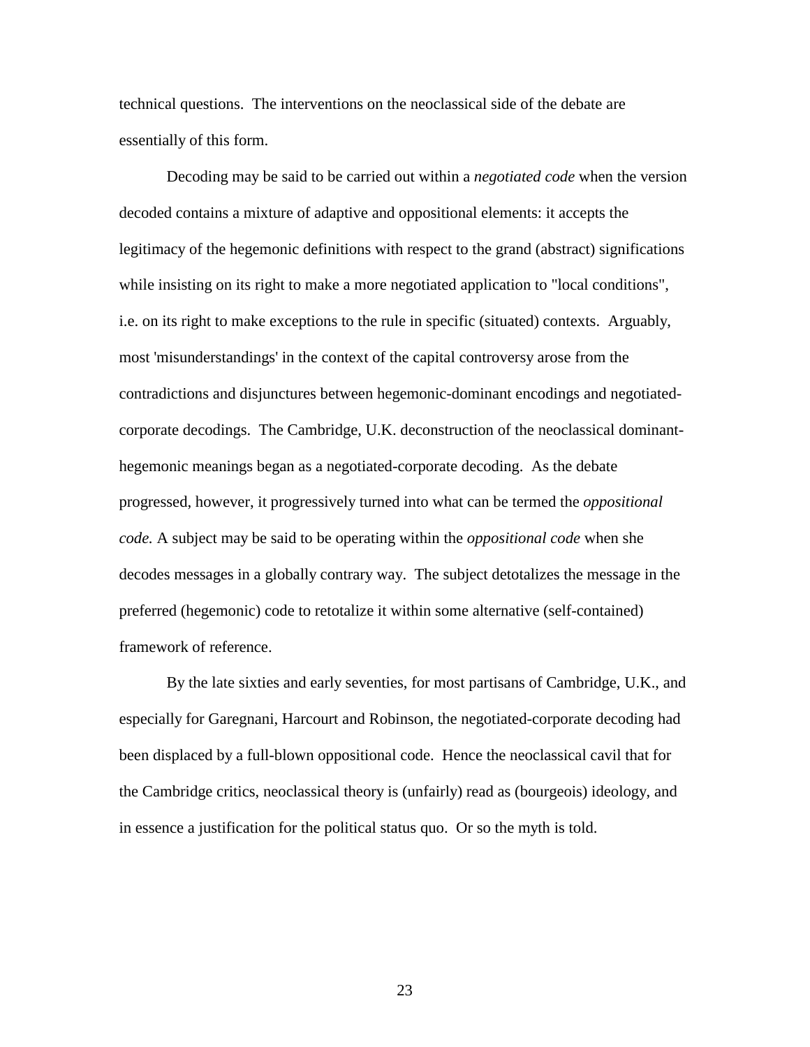technical questions. The interventions on the neoclassical side of the debate are essentially of this form.

Decoding may be said to be carried out within a *negotiated code* when the version decoded contains a mixture of adaptive and oppositional elements: it accepts the legitimacy of the hegemonic definitions with respect to the grand (abstract) significations while insisting on its right to make a more negotiated application to "local conditions", i.e. on its right to make exceptions to the rule in specific (situated) contexts. Arguably, most 'misunderstandings' in the context of the capital controversy arose from the contradictions and disjunctures between hegemonic-dominant encodings and negotiated-corporate decodings. The Cambridge, U.K. deconstruction of the neoclassical dominant-hegemonic meanings began as a negotiated-corporate decoding. As the debate progressed, however, it progressively turned into what can be termed the *oppositional code.* A subject may be said to be operating within the *oppositional code* when she decodes messages in a globally contrary way. The subject detotalizes the message in the preferred (hegemonic) code to retotalize it within some alternative (self-contained) framework of reference.

By the late sixties and early seventies, for most partisans of Cambridge, U.K., and especially for Garegnani, Harcourt and Robinson, the negotiated-corporate decoding had been displaced by a full-blown oppositional code. Hence the neoclassical cavil that for the Cambridge critics, neoclassical theory is (unfairly) read as (bourgeois) ideology, and in essence a justification for the political status quo. Or so the myth is told.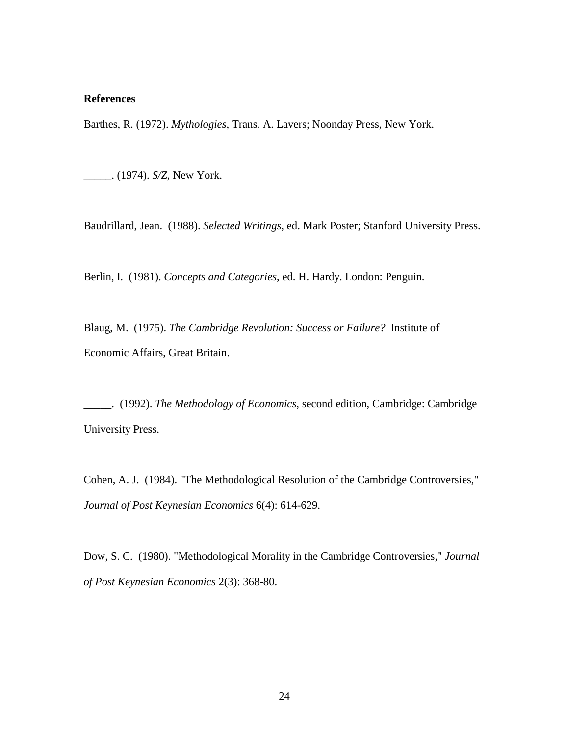**References**

Barthes, R. (1972). *Mythologies*, Trans. A. Lavers; Noonday Press, New York.

_____. (1974). *S/Z*, New York.

Baudrillard, Jean. (1988). *Selected Writings*, ed. Mark Poster; Stanford University Press.

Berlin, I. (1981). *Concepts and Categories*, ed. H. Hardy. London: Penguin.

Blaug, M. (1975). *The Cambridge Revolution: Success or Failure?* Institute of Economic Affairs, Great Britain.

_____. (1992). *The Methodology of Economics*, second edition, Cambridge: Cambridge University Press.

Cohen, A. J. (1984). "The Methodological Resolution of the Cambridge Controversies," *Journal of Post Keynesian Economics* 6(4): 614-629.

Dow, S. C. (1980). "Methodological Morality in the Cambridge Controversies," *Journal of Post Keynesian Economics* 2(3): 368-80.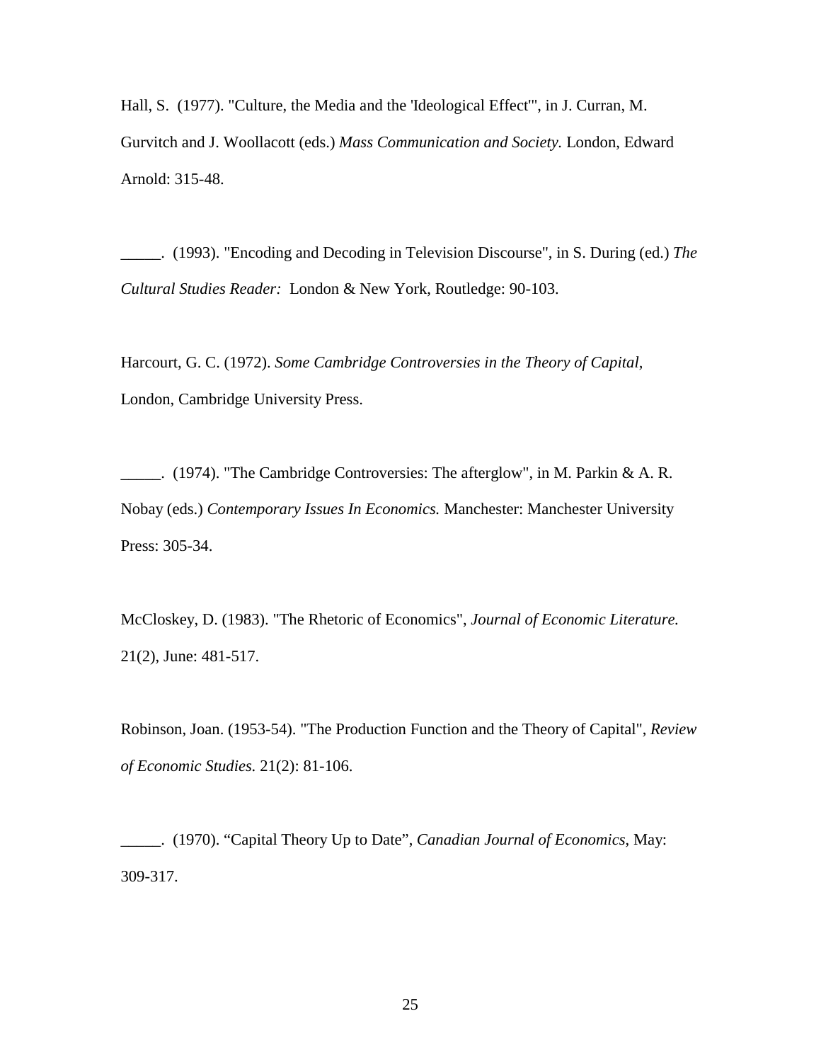Hall, S. (1977). "Culture, the Media and the 'Ideological Effect'", in J. Curran, M. Gurvitch and J. Woollacott (eds.) *Mass Communication and Society.* London, Edward Arnold: 315-48.

_____. (1993). "Encoding and Decoding in Television Discourse", in S. During (ed.) *The Cultural Studies Reader:* London & New York, Routledge: 90-103.

Harcourt, G. C. (1972). *Some Cambridge Controversies in the Theory of Capital,* London, Cambridge University Press.

_____. (1974). "The Cambridge Controversies: The afterglow", in M. Parkin & A. R. Nobay (eds.) *Contemporary Issues In Economics.* Manchester: Manchester University Press: 305-34.

McCloskey, D. (1983). "The Rhetoric of Economics", *Journal of Economic Literature.* 21(2), June: 481-517.

Robinson, Joan. (1953-54). "The Production Function and the Theory of Capital", *Review of Economic Studies.* 21(2): 81-106.

_____. (1970). "Capital Theory Up to Date", *Canadian Journal of Economics,* May: 309-317.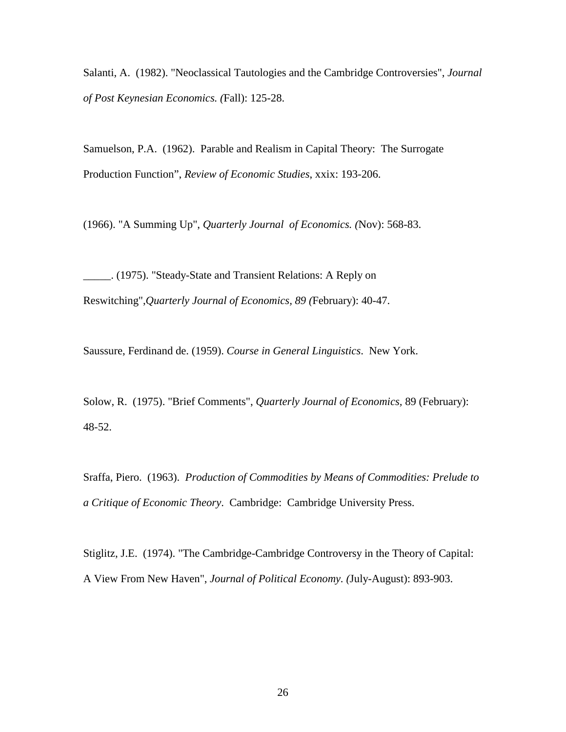Salanti, A. (1982). "Neoclassical Tautologies and the Cambridge Controversies", *Journal of Post Keynesian Economics. (*Fall): 125-28.

Samuelson, P.A. (1962). Parable and Realism in Capital Theory: The Surrogate Production Function", *Review of Economic Studies,* xxix: 193-206.

(1966). "A Summing Up", *Quarterly Journal of Economics. (*Nov): 568-83.

_____. (1975). "Steady-State and Transient Relations: A Reply on Reswitching",*Quarterly Journal of Economics, 89 (*February): 40-47.

Saussure, Ferdinand de. (1959). *Course in General Linguistics*. New York.

Solow, R. (1975). "Brief Comments", *Quarterly Journal of Economics,* 89 (February): 48-52.

Sraffa, Piero. (1963). *Production of Commodities by Means of Commodities: Prelude to a Critique of Economic Theory*. Cambridge: Cambridge University Press.

Stiglitz, J.E. (1974). "The Cambridge-Cambridge Controversy in the Theory of Capital: A View From New Haven", *Journal of Political Economy. (*July-August): 893-903.